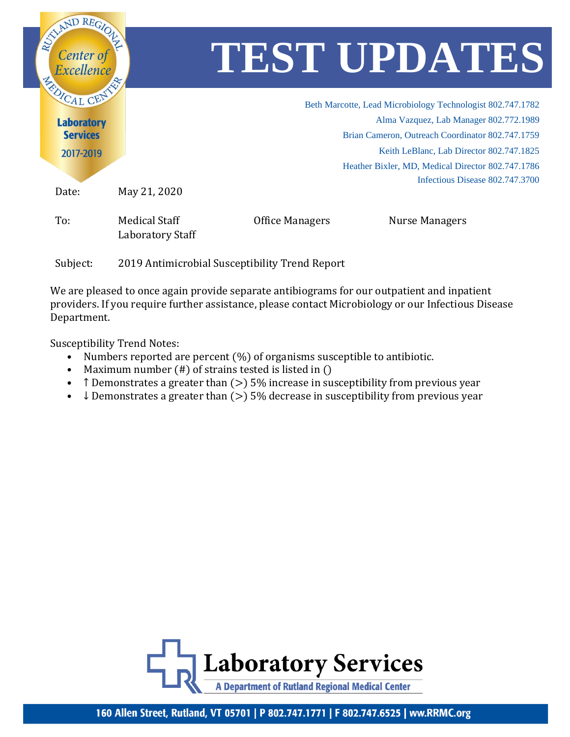# TEST UPDATES

Rutland Regional Medical Center — Center of Excellence — Laboratory Services 2017-2019

Beth Marcotte, Lead Microbiology Technologist 802.747.1782
Alma Vazquez, Lab Manager 802.772.1989
Brian Cameron, Outreach Coordinator 802.747.1759
Keith LeBlanc, Lab Director 802.747.1825
Heather Bixler, MD, Medical Director 802.747.1786
Infectious Disease 802.747.3700

Date: May 21, 2020

To: Medical Staff, Laboratory Staff, Office Managers, Nurse Managers

Subject: 2019 Antimicrobial Susceptibility Trend Report

We are pleased to once again provide separate antibiograms for our outpatient and inpatient providers. If you require further assistance, please contact Microbiology or our Infectious Disease Department.

Susceptibility Trend Notes:

- Numbers reported are percent (%) of organisms susceptible to antibiotic.
- Maximum number (#) of strains tested is listed in ()
- ↑ Demonstrates a greater than (>) 5% increase in susceptibility from previous year
- ↓ Demonstrates a greater than (>) 5% decrease in susceptibility from previous year

**Laboratory Services**
A Department of Rutland Regional Medical Center

160 Allen Street, Rutland, VT 05701 | P 802.747.1771 | F 802.747.6525 | ww.RRMC.org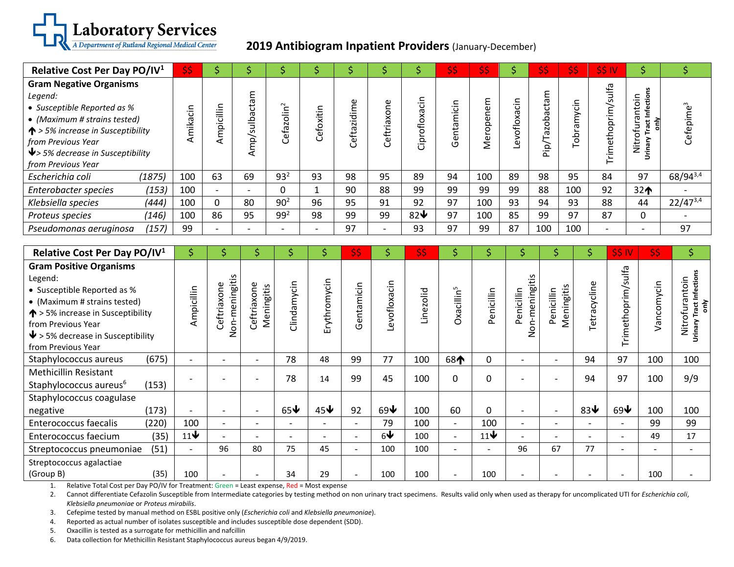**Laboratory Services**
*A Department of Rutland Regional Medical Center*

## 2019 Antibiogram Inpatient Providers (January-December)

| Relative Cost Per Day PO/IV[1] | $$ | $ | $ | $ | $ | $ | $ | $ | $$ | $$ | $ | $$ | $$ | $$ IV | $ | $ |
|---|---|---|---|---|---|---|---|---|---|---|---|---|---|---|---|---|
| **Gram Negative Organisms** *Legend:* • *Susceptible Reported as %* • *(Maximum # strains tested)* ↑ *> 5% increase in Susceptibility from Previous Year* ↓ *> 5% decrease in Susceptibility from Previous Year* | Amikacin | Ampicillin | Amp/sulbactam | Cefazolin[2] | Cefoxitin | Ceftazidime | Ceftriaxone | Ciprofloxacin | Gentamicin | Meropenem | Levofloxacin | Pip/Tazobactam | Tobramycin | Trimethoprim/sulfa | Nitrofurantoin **Urinary Tract Infections only** | Cefepime[3] |
| *Escherichia coli (1875)* | 100 | 63 | 69 | 93[2] | 93 | 98 | 95 | 89 | 94 | 100 | 89 | 98 | 95 | 84 | 97 | 68/94[3,4] |
| *Enterobacter species (153)* | 100 | - | - | 0 | 1 | 90 | 88 | 99 | 99 | 99 | 99 | 88 | 100 | 92 | 32↑ | - |
| *Klebsiella species (444)* | 100 | 0 | 80 | 90[2] | 96 | 95 | 91 | 92 | 97 | 100 | 93 | 94 | 93 | 88 | 44 | 22/47[3,4] |
| *Proteus species (146)* | 100 | 86 | 95 | 99[2] | 98 | 99 | 99 | 82↓ | 97 | 100 | 85 | 99 | 97 | 87 | 0 | - |
| *Pseudomonas aeruginosa (157)* | 99 | - | - | - | - | 97 | - | 93 | 97 | 99 | 87 | 100 | 100 | - | - | 97 |

| Relative Cost Per Day PO/IV[1] | $ | $ | $ | $ | $ | $$ | $ | $$ | $ | $ | $ | $ | $ | $$ IV | $$ | $ |
|---|---|---|---|---|---|---|---|---|---|---|---|---|---|---|---|---|
| **Gram Positive Organisms** Legend: • Susceptible Reported as % • (Maximum # strains tested) ↑ > 5% increase in Susceptibility from Previous Year ↓ > 5% decrease in Susceptibility from Previous Year | Ampicillin | Ceftriaxone Non-meningitis | Ceftriaxone Meningitis | Clindamycin | Erythromycin | Gentamicin | Levofloxacin | Linezolid | Oxacillin[5] | Penicillin | Penicillin Non-meningitis | Penicillin Meningitis | Tetracycline | Trimethoprim/sulfa | Vancomycin | Nitrofurantoin **Urinary Tract Infections only** |
| Staphylococcus aureus (675) | - | - | - | 78 | 48 | 99 | 77 | 100 | 68↑ | 0 | - | - | 94 | 97 | 100 | 100 |
| Methicillin Resistant Staphylococcus aureus[6] (153) | - | - | - | 78 | 14 | 99 | 45 | 100 | 0 | 0 | - | - | 94 | 97 | 100 | 9/9 |
| Staphylococcus coagulase negative (173) | - | - | - | 65↓ | 45↓ | 92 | 69↓ | 100 | 60 | 0 | - | - | 83↓ | 69↓ | 100 | 100 |
| Enterococcus faecalis (220) | 100 | - | - | - | - | - | 79 | 100 | - | 100 | - | - | - | - | 99 | 99 |
| Enterococcus faecium (35) | 11↓ | - | - | - | - | - | 6↓ | 100 | - | 11↓ | - | - | - | - | 49 | 17 |
| Streptococcus pneumoniae (51) | - | 96 | 80 | 75 | 45 | - | 100 | 100 | - | - | 96 | 67 | 77 | - | - | - |
| Streptococcus agalactiae (Group B) (35) | 100 | - | - | 34 | 29 | - | 100 | 100 | - | 100 | - | - | - | - | 100 | - |

1. Relative Total Cost per Day PO/IV for Treatment: Green = Least expense, Red = Most expense
2. Cannot differentiate Cefazolin Susceptible from Intermediate categories by testing method on non urinary tract specimens. Results valid only when used as therapy for uncomplicated UTI for *Escherichia coli*, *Klebsiella pneumoniae* or *Proteus mirabilis*.
3. Cefepime tested by manual method on ESBL positive only (*Escherichia coli* and *Klebsiella pneumoniae*).
4. Reported as actual number of isolates susceptible and includes susceptible dose dependent (SDD).
5. Oxacillin is tested as a surrogate for methicillin and nafcillin
6. Data collection for Methicillin Resistant Staphylococcus aureus began 4/9/2019.